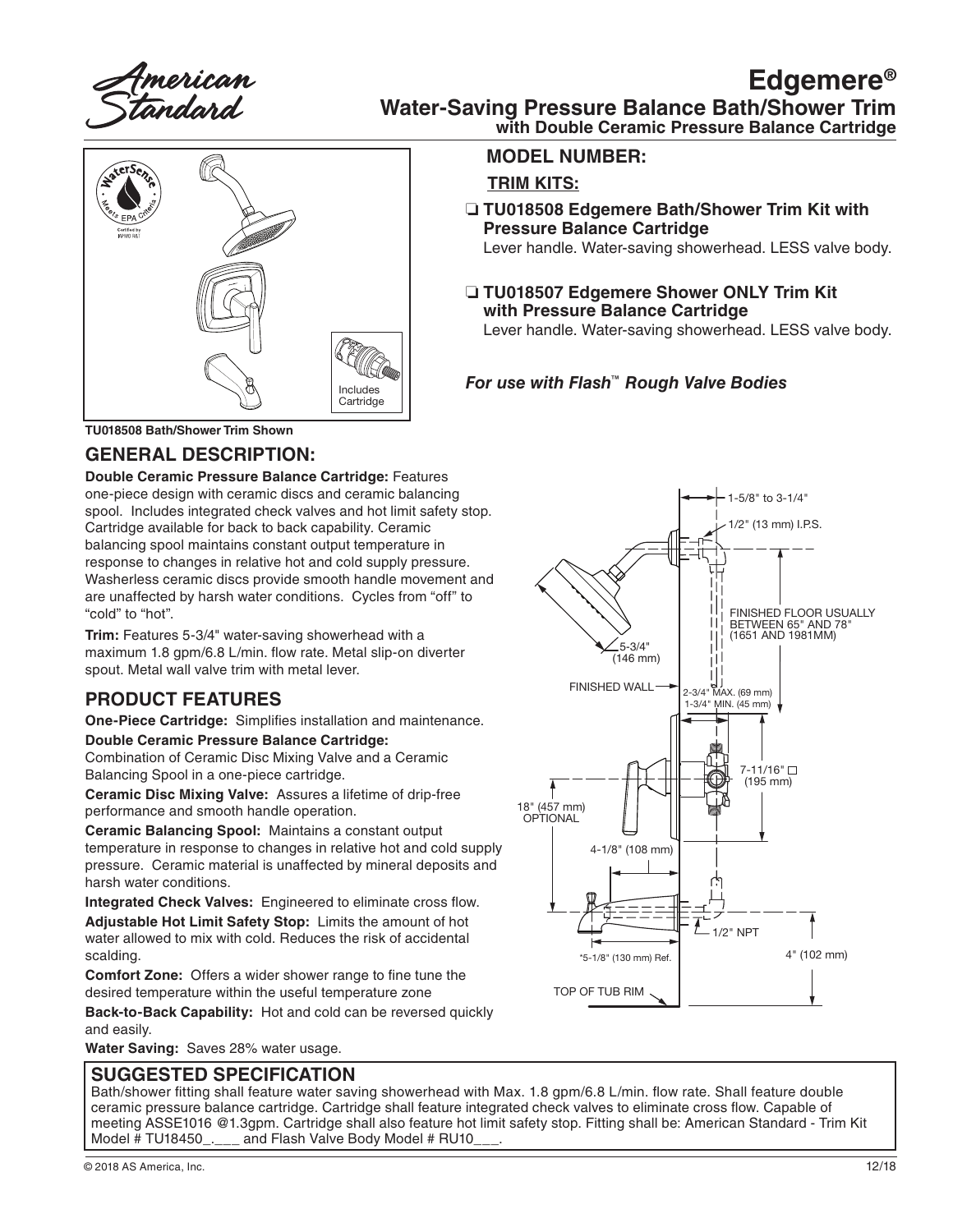# Edgemere®

## Water-Saving Pressure Balance Bath/Shower Trim

### with Double Ceramic Pressure Balance Cartridge

## MODEL NUMBER:

**TRIM KITS:**

- ❑ **TU018508 Edgemere Bath/Shower Trim Kit with Pressure Balance Cartridge**
  Lever handle. Water-saving showerhead. LESS valve body.

- ❑ **TU018507 Edgemere Shower ONLY Trim Kit with Pressure Balance Cartridge**
  Lever handle. Water-saving showerhead. LESS valve body.

***For use with Flash™ Rough Valve Bodies***

Includes Cartridge

**TU018508 Bath/Shower Trim Shown**

## GENERAL DESCRIPTION:

**Double Ceramic Pressure Balance Cartridge:** Features one-piece design with ceramic discs and ceramic balancing spool. Includes integrated check valves and hot limit safety stop. Cartridge available for back to back capability. Ceramic balancing spool maintains constant output temperature in response to changes in relative hot and cold supply pressure. Washerless ceramic discs provide smooth handle movement and are unaffected by harsh water conditions. Cycles from "off" to "cold" to "hot".

**Trim:** Features 5-3/4" water-saving showerhead with a maximum 1.8 gpm/6.8 L/min. flow rate. Metal slip-on diverter spout. Metal wall valve trim with metal lever.

## PRODUCT FEATURES

**One-Piece Cartridge:** Simplifies installation and maintenance.

**Double Ceramic Pressure Balance Cartridge:**
Combination of Ceramic Disc Mixing Valve and a Ceramic Balancing Spool in a one-piece cartridge.

**Ceramic Disc Mixing Valve:** Assures a lifetime of drip-free performance and smooth handle operation.

**Ceramic Balancing Spool:** Maintains a constant output temperature in response to changes in relative hot and cold supply pressure. Ceramic material is unaffected by mineral deposits and harsh water conditions.

**Integrated Check Valves:** Engineered to eliminate cross flow.

**Adjustable Hot Limit Safety Stop:** Limits the amount of hot water allowed to mix with cold. Reduces the risk of accidental scalding.

**Comfort Zone:** Offers a wider shower range to fine tune the desired temperature within the useful temperature zone

**Back-to-Back Capability:** Hot and cold can be reversed quickly and easily.

**Water Saving:** Saves 28% water usage.

1-5/8" to 3-1/4"
1/2" (13 mm) I.P.S.
FINISHED FLOOR USUALLY BETWEEN 65" AND 78" (1651 AND 1981MM)
5-3/4" (146 mm)
FINISHED WALL
2-3/4" MAX. (69 mm)
1-3/4" MIN. (45 mm)
7-11/16" □ (195 mm)
18" (457 mm) OPTIONAL
4-1/8" (108 mm)
1/2" NPT
*5-1/8" (130 mm) Ref.
4" (102 mm)
TOP OF TUB RIM

## SUGGESTED SPECIFICATION

Bath/shower fitting shall feature water saving showerhead with Max. 1.8 gpm/6.8 L/min. flow rate. Shall feature double ceramic pressure balance cartridge. Cartridge shall feature integrated check valves to eliminate cross flow. Capable of meeting ASSE1016 @1.3gpm. Cartridge shall also feature hot limit safety stop. Fitting shall be: American Standard - Trim Kit Model # TU18450_.___ and Flash Valve Body Model # RU10___.

© 2018 AS America, Inc. 12/18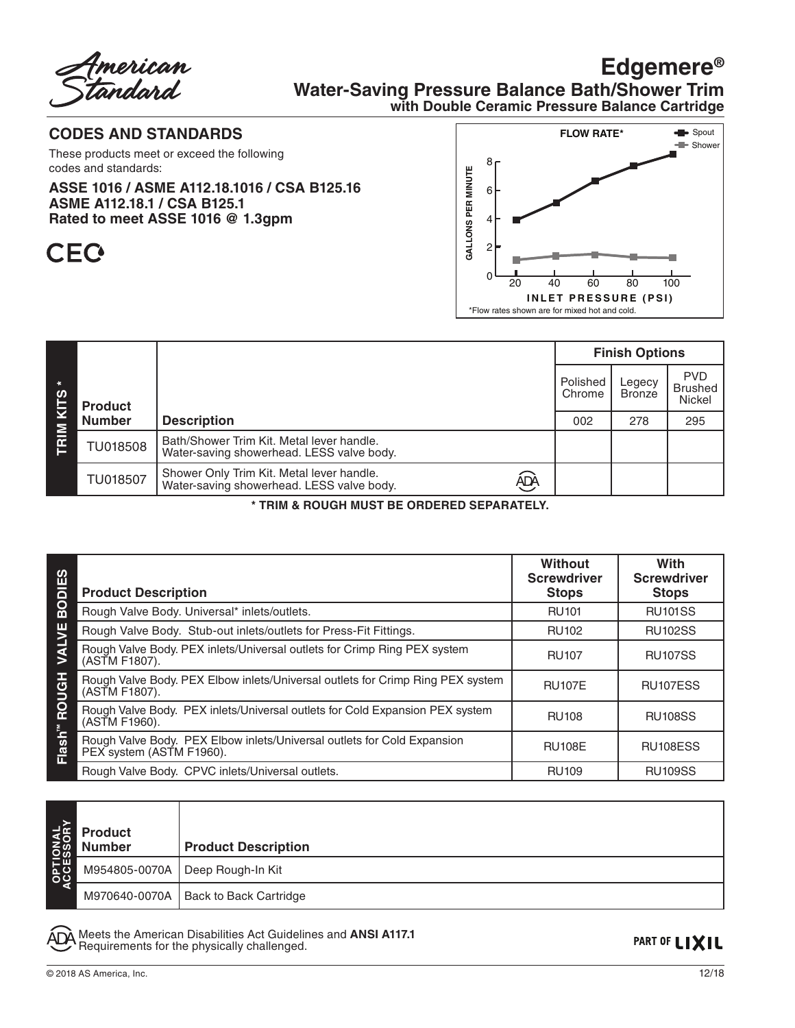# Edgemere®

## Water-Saving Pressure Balance Bath/Shower Trim

### with Double Ceramic Pressure Balance Cartridge

## CODES AND STANDARDS

These products meet or exceed the following codes and standards:

**ASSE 1016 / ASME A112.18.1016 / CSA B125.16**
**ASME A112.18.1 / CSA B125.1**
**Rated to meet ASSE 1016 @ 1.3gpm**

CEC

FLOW RATE*

Spout
Shower

GALLONS PER MINUTE

8
6
4
2
0

20 40 60 80 100

INLET PRESSURE (PSI)

*Flow rates shown are for mixed hot and cold.

| TRIM KITS * | | Finish Options | | |
|---|---|---|---|---|
| | | Polished Chrome | Legecy Bronze | PVD Brushed Nickel |
| **Product Number** | **Description** | 002 | 278 | 295 |
| TU018508 | Bath/Shower Trim Kit. Metal lever handle. Water-saving showerhead. LESS valve body. | | | |
| TU018507 | Shower Only Trim Kit. Metal lever handle. Water-saving showerhead. LESS valve body. ADA | | | |

**\* TRIM & ROUGH MUST BE ORDERED SEPARATELY.**

| Flash™ ROUGH VALVE BODIES **Product Description** | **Without Screwdriver Stops** | **With Screwdriver Stops** |
|---|---|---|
| Rough Valve Body. Universal* inlets/outlets. | RU101 | RU101SS |
| Rough Valve Body. Stub-out inlets/outlets for Press-Fit Fittings. | RU102 | RU102SS |
| Rough Valve Body. PEX inlets/Universal outlets for Crimp Ring PEX system (ASTM F1807). | RU107 | RU107SS |
| Rough Valve Body. PEX Elbow inlets/Universal outlets for Crimp Ring PEX system (ASTM F1807). | RU107E | RU107ESS |
| Rough Valve Body. PEX inlets/Universal outlets for Cold Expansion PEX system (ASTM F1960). | RU108 | RU108SS |
| Rough Valve Body. PEX Elbow inlets/Universal outlets for Cold Expansion PEX system (ASTM F1960). | RU108E | RU108ESS |
| Rough Valve Body. CPVC inlets/Universal outlets. | RU109 | RU109SS |

| OPTIONAL ACCESSORY **Product Number** | **Product Description** |
|---|---|
| M954805-0070A | Deep Rough-In Kit |
| M970640-0070A | Back to Back Cartridge |

ADA Meets the American Disabilities Act Guidelines and **ANSI A117.1** Requirements for the physically challenged.

PART OF LIXIL

© 2018 AS America, Inc. 12/18